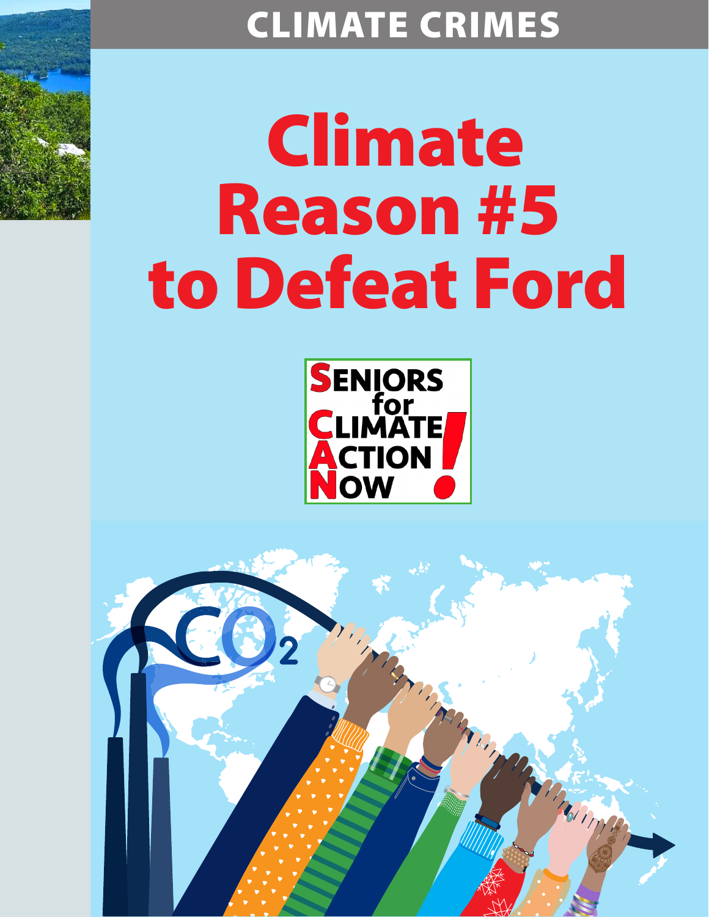CLIMATE CRIMES

# Climate Reason #5 to Defeat Ford

SENIORS for CLIMATE ACTION NOW!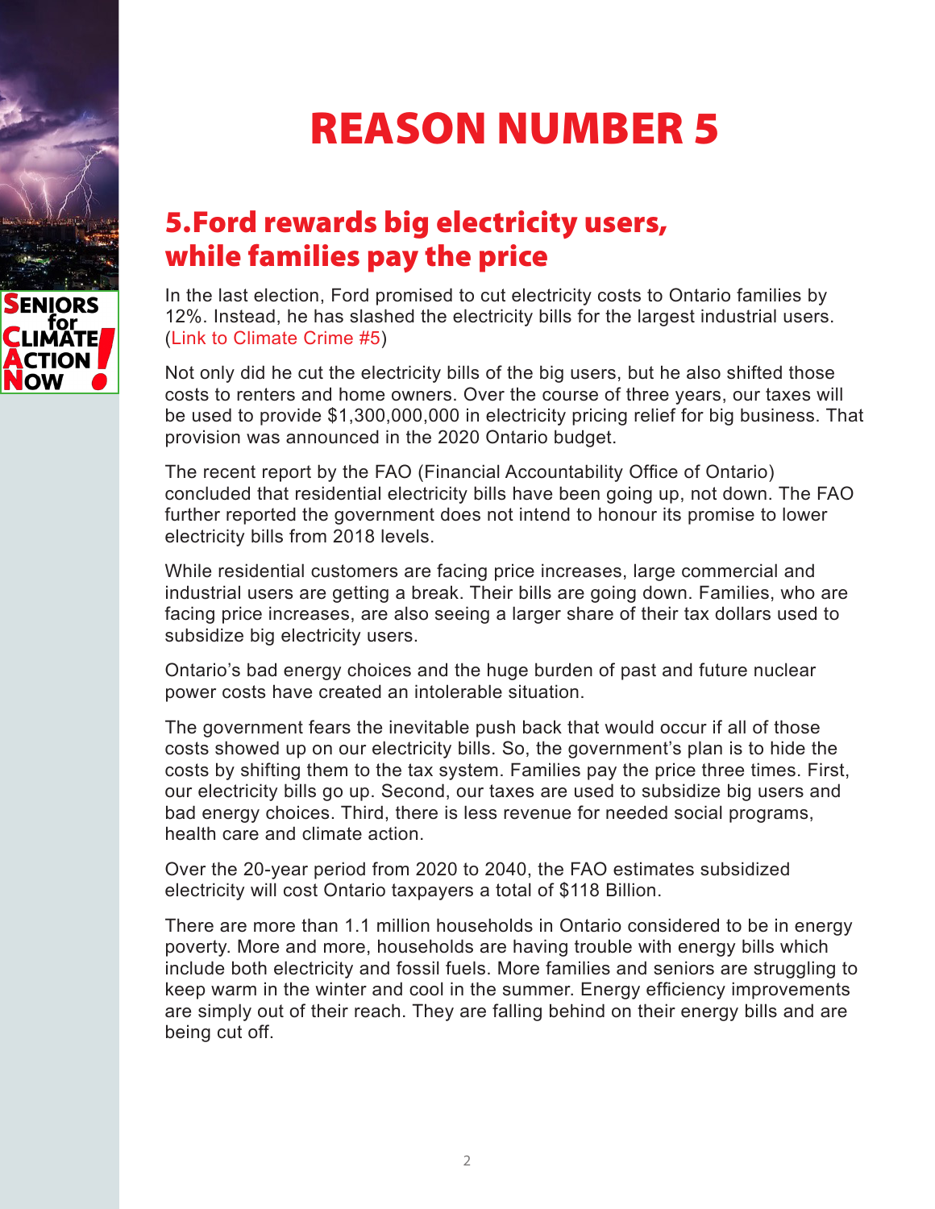# REASON NUMBER 5

## 5.Ford rewards big electricity users, while families pay the price

In the last election, Ford promised to cut electricity costs to Ontario families by 12%. Instead, he has slashed the electricity bills for the largest industrial users. (Link to Climate Crime #5)

Not only did he cut the electricity bills of the big users, but he also shifted those costs to renters and home owners. Over the course of three years, our taxes will be used to provide $1,300,000,000 in electricity pricing relief for big business. That provision was announced in the 2020 Ontario budget.

The recent report by the FAO (Financial Accountability Office of Ontario) concluded that residential electricity bills have been going up, not down. The FAO further reported the government does not intend to honour its promise to lower electricity bills from 2018 levels.

While residential customers are facing price increases, large commercial and industrial users are getting a break. Their bills are going down. Families, who are facing price increases, are also seeing a larger share of their tax dollars used to subsidize big electricity users.

Ontario's bad energy choices and the huge burden of past and future nuclear power costs have created an intolerable situation.

The government fears the inevitable push back that would occur if all of those costs showed up on our electricity bills. So, the government's plan is to hide the costs by shifting them to the tax system. Families pay the price three times. First, our electricity bills go up. Second, our taxes are used to subsidize big users and bad energy choices. Third, there is less revenue for needed social programs, health care and climate action.

Over the 20-year period from 2020 to 2040, the FAO estimates subsidized electricity will cost Ontario taxpayers a total of $118 Billion.

There are more than 1.1 million households in Ontario considered to be in energy poverty. More and more, households are having trouble with energy bills which include both electricity and fossil fuels. More families and seniors are struggling to keep warm in the winter and cool in the summer. Energy efficiency improvements are simply out of their reach. They are falling behind on their energy bills and are being cut off.